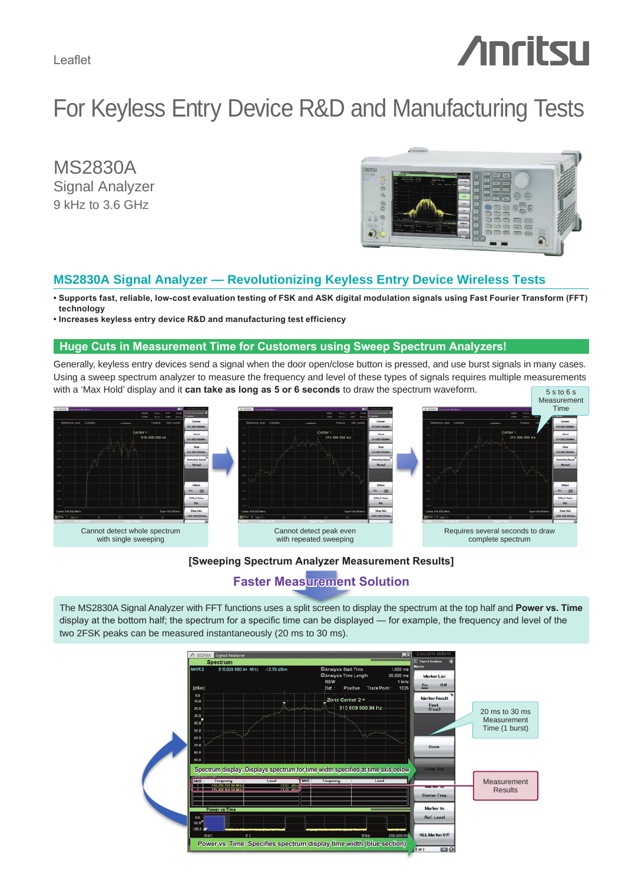Leaflet

# For Keyless Entry Device R&D and Manufacturing Tests

## MS2830A
Signal Analyzer
9 kHz to 3.6 GHz

## MS2830A Signal Analyzer — Revolutionizing Keyless Entry Device Wireless Tests

- **Supports fast, reliable, low-cost evaluation testing of FSK and ASK digital modulation signals using Fast Fourier Transform (FFT) technology**
- **Increases keyless entry device R&D and manufacturing test efficiency**

### Huge Cuts in Measurement Time for Customers using Sweep Spectrum Analyzers!

Generally, keyless entry devices send a signal when the door open/close button is pressed, and use burst signals in many cases. Using a sweep spectrum analyzer to measure the frequency and level of these types of signals requires multiple measurements with a 'Max Hold' display and it **can take as long as 5 or 6 seconds** to draw the spectrum waveform.

5 s to 6 s Measurement Time

Cannot detect whole spectrum with single sweeping

Cannot detect peak even with repeated sweeping

Requires several seconds to draw complete spectrum

**[Sweeping Spectrum Analyzer Measurement Results]**

### Faster Measurement Solution

The MS2830A Signal Analyzer with FFT functions uses a split screen to display the spectrum at the top half and **Power vs. Time** display at the bottom half; the spectrum for a specific time can be displayed — for example, the frequency and level of the two 2FSK peaks can be measured instantaneously (20 ms to 30 ms).

Spectrum display: Displays spectrum for time width specified at time axis below

Power vs. Time: Specifies spectrum display time width (blue section)

20 ms to 30 ms Measurement Time (1 burst)

Measurement Results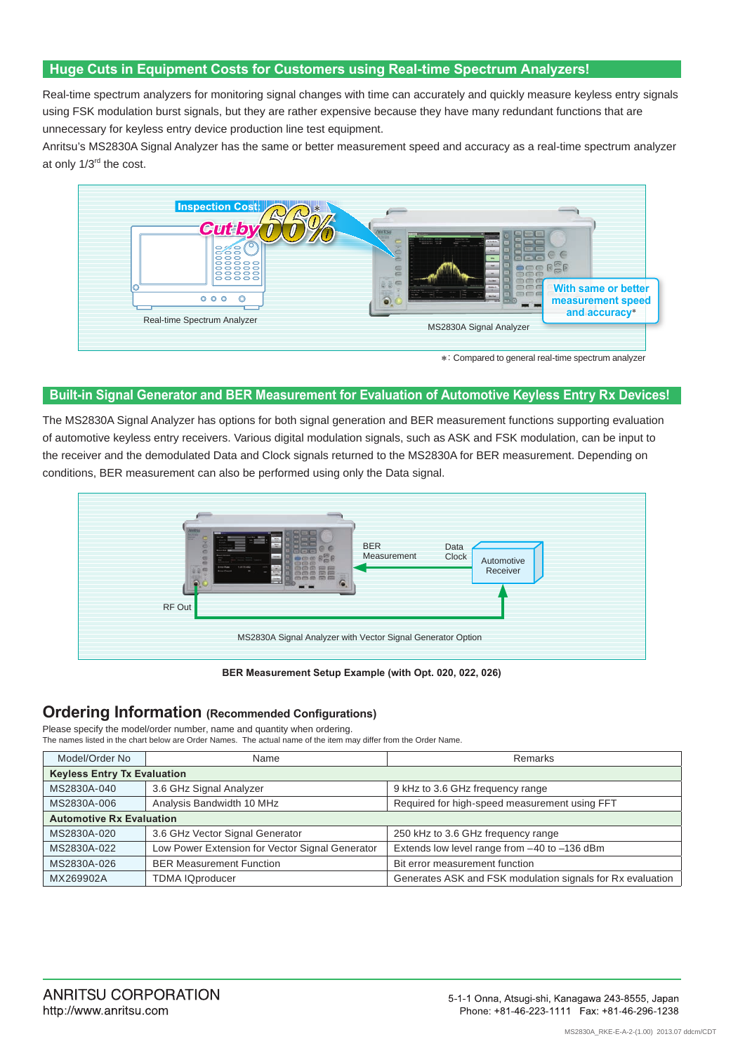## Huge Cuts in Equipment Costs for Customers using Real-time Spectrum Analyzers!

Real-time spectrum analyzers for monitoring signal changes with time can accurately and quickly measure keyless entry signals using FSK modulation burst signals, but they are rather expensive because they have many redundant functions that are unnecessary for keyless entry device production line test equipment.

Anritsu's MS2830A Signal Analyzer has the same or better measurement speed and accuracy as a real-time spectrum analyzer at only 1/3rd the cost.

Inspection Cost: Cut by 66%*

Real-time Spectrum Analyzer

MS2830A Signal Analyzer

With same or better measurement speed and accuracy*

*: Compared to general real-time spectrum analyzer

## Built-in Signal Generator and BER Measurement for Evaluation of Automotive Keyless Entry Rx Devices!

The MS2830A Signal Analyzer has options for both signal generation and BER measurement functions supporting evaluation of automotive keyless entry receivers. Various digital modulation signals, such as ASK and FSK modulation, can be input to the receiver and the demodulated Data and Clock signals returned to the MS2830A for BER measurement. Depending on conditions, BER measurement can also be performed using only the Data signal.

BER Measurement

Data
Clock

Automotive Receiver

RF Out

MS2830A Signal Analyzer with Vector Signal Generator Option

**BER Measurement Setup Example (with Opt. 020, 022, 026)**

## Ordering Information (Recommended Configurations)

Please specify the model/order number, name and quantity when ordering.
The names listed in the chart below are Order Names. The actual name of the item may differ from the Order Name.

| Model/Order No | Name | Remarks |
|---|---|---|
| **Keyless Entry Tx Evaluation** | | |
| MS2830A-040 | 3.6 GHz Signal Analyzer | 9 kHz to 3.6 GHz frequency range |
| MS2830A-006 | Analysis Bandwidth 10 MHz | Required for high-speed measurement using FFT |
| **Automotive Rx Evaluation** | | |
| MS2830A-020 | 3.6 GHz Vector Signal Generator | 250 kHz to 3.6 GHz frequency range |
| MS2830A-022 | Low Power Extension for Vector Signal Generator | Extends low level range from –40 to –136 dBm |
| MS2830A-026 | BER Measurement Function | Bit error measurement function |
| MX269902A | TDMA IQproducer | Generates ASK and FSK modulation signals for Rx evaluation |

ANRITSU CORPORATION
http://www.anritsu.com

5-1-1 Onna, Atsugi-shi, Kanagawa 243-8555, Japan
Phone: +81-46-223-1111 Fax: +81-46-296-1238

MS2830A_RKE-E-A-2-(1.00) 2013.07 ddcm/CDT